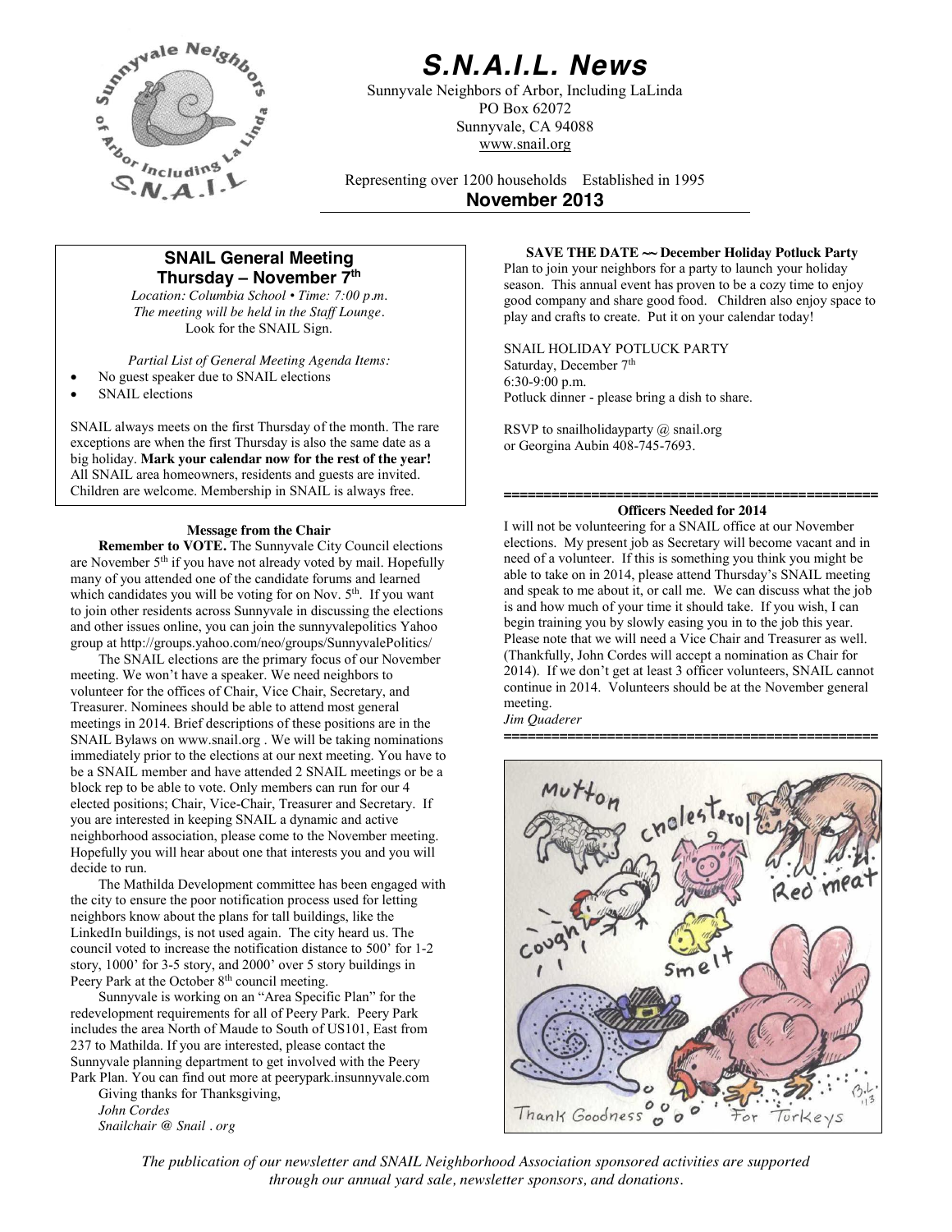# S.N.A.I.L. News

Sunnyvale Neighbors of Arbor, Including LaLinda
PO Box 62072
Sunnyvale, CA 94088
www.snail.org

Representing over 1200 households    Established in 1995

**November 2013**

## SNAIL General Meeting
### Thursday – November 7th

*Location: Columbia School • Time: 7:00 p.m.*
*The meeting will be held in the Staff Lounge.*
Look for the SNAIL Sign.

*Partial List of General Meeting Agenda Items:*

- No guest speaker due to SNAIL elections
- SNAIL elections

SNAIL always meets on the first Thursday of the month. The rare exceptions are when the first Thursday is also the same date as a big holiday. **Mark your calendar now for the rest of the year!** All SNAIL area homeowners, residents and guests are invited. Children are welcome. Membership in SNAIL is always free.

### Message from the Chair

**Remember to VOTE.** The Sunnyvale City Council elections are November 5th if you have not already voted by mail. Hopefully many of you attended one of the candidate forums and learned which candidates you will be voting for on Nov. 5th. If you want to join other residents across Sunnyvale in discussing the elections and other issues online, you can join the sunnyvalepolitics Yahoo group at http://groups.yahoo.com/neo/groups/SunnyvalePolitics/

The SNAIL elections are the primary focus of our November meeting. We won't have a speaker. We need neighbors to volunteer for the offices of Chair, Vice Chair, Secretary, and Treasurer. Nominees should be able to attend most general meetings in 2014. Brief descriptions of these positions are in the SNAIL Bylaws on www.snail.org . We will be taking nominations immediately prior to the elections at our next meeting. You have to be a SNAIL member and have attended 2 SNAIL meetings or be a block rep to be able to vote. Only members can run for our 4 elected positions; Chair, Vice-Chair, Treasurer and Secretary. If you are interested in keeping SNAIL a dynamic and active neighborhood association, please come to the November meeting. Hopefully you will hear about one that interests you and you will decide to run.

The Mathilda Development committee has been engaged with the city to ensure the poor notification process used for letting neighbors know about the plans for tall buildings, like the LinkedIn buildings, is not used again. The city heard us. The council voted to increase the notification distance to 500' for 1-2 story, 1000' for 3-5 story, and 2000' over 5 story buildings in Peery Park at the October 8th council meeting.

Sunnyvale is working on an "Area Specific Plan" for the redevelopment requirements for all of Peery Park. Peery Park includes the area North of Maude to South of US101, East from 237 to Mathilda. If you are interested, please contact the Sunnyvale planning department to get involved with the Peery Park Plan. You can find out more at peerypark.insunnyvale.com

Giving thanks for Thanksgiving,
*John Cordes*
*Snailchair @ Snail . org*

**SAVE THE DATE ~~ December Holiday Potluck Party**

Plan to join your neighbors for a party to launch your holiday season. This annual event has proven to be a cozy time to enjoy good company and share good food. Children also enjoy space to play and crafts to create. Put it on your calendar today!

SNAIL HOLIDAY POTLUCK PARTY
Saturday, December 7th
6:30-9:00 p.m.
Potluck dinner - please bring a dish to share.

RSVP to snailholidayparty @ snail.org
or Georgina Aubin 408-745-7693.

---

**Officers Needed for 2014**

I will not be volunteering for a SNAIL office at our November elections. My present job as Secretary will become vacant and in need of a volunteer. If this is something you think you might be able to take on in 2014, please attend Thursday's SNAIL meeting and speak to me about it, or call me. We can discuss what the job is and how much of your time it should take. If you wish, I can begin training you by slowly easing you in to the job this year. Please note that we will need a Vice Chair and Treasurer as well. (Thankfully, John Cordes will accept a nomination as Chair for 2014). If we don't get at least 3 officer volunteers, SNAIL cannot continue in 2014. Volunteers should be at the November general meeting.

*Jim Quaderer*

---

*The publication of our newsletter and SNAIL Neighborhood Association sponsored activities are supported through our annual yard sale, newsletter sponsors, and donations.*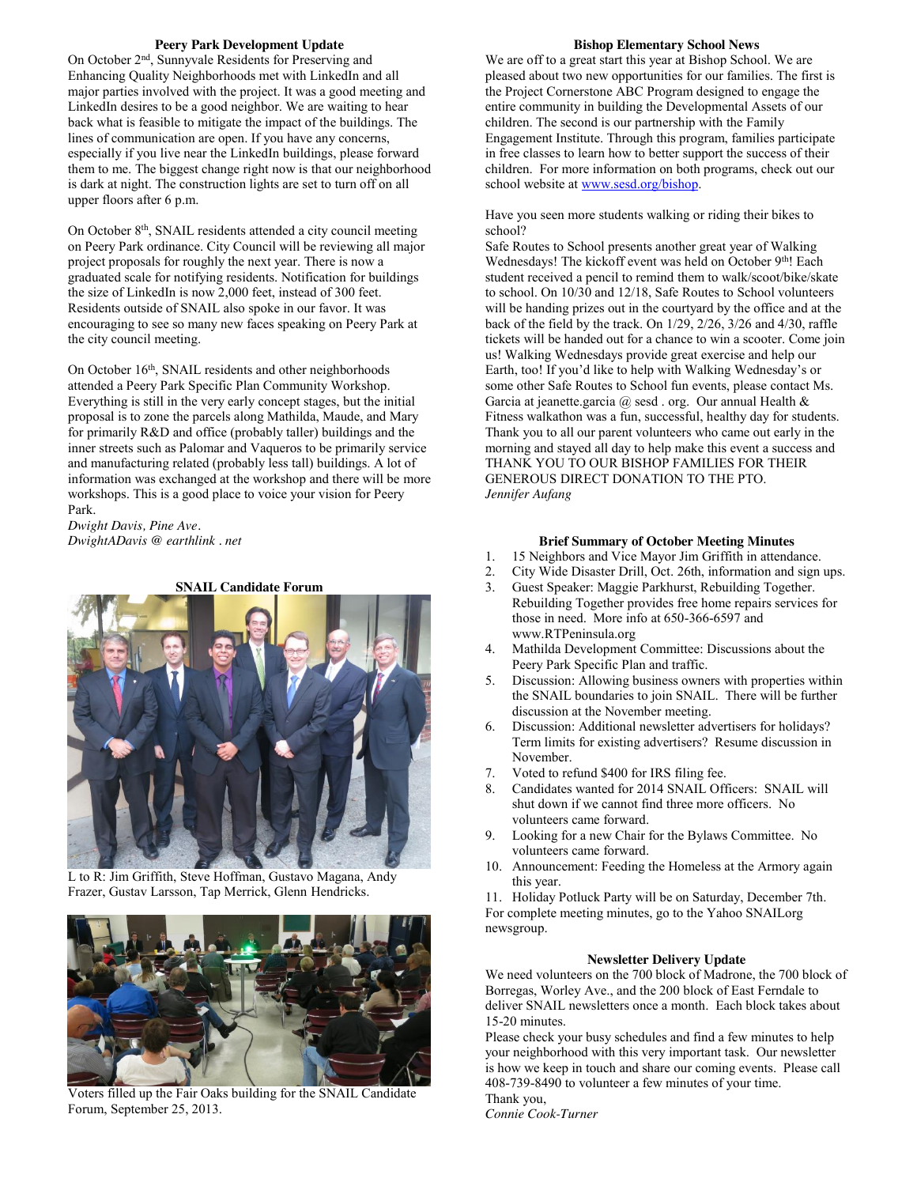### Peery Park Development Update

On October 2nd, Sunnyvale Residents for Preserving and Enhancing Quality Neighborhoods met with LinkedIn and all major parties involved with the project. It was a good meeting and LinkedIn desires to be a good neighbor. We are waiting to hear back what is feasible to mitigate the impact of the buildings. The lines of communication are open. If you have any concerns, especially if you live near the LinkedIn buildings, please forward them to me. The biggest change right now is that our neighborhood is dark at night. The construction lights are set to turn off on all upper floors after 6 p.m.

On October 8th, SNAIL residents attended a city council meeting on Peery Park ordinance. City Council will be reviewing all major project proposals for roughly the next year. There is now a graduated scale for notifying residents. Notification for buildings the size of LinkedIn is now 2,000 feet, instead of 300 feet. Residents outside of SNAIL also spoke in our favor. It was encouraging to see so many new faces speaking on Peery Park at the city council meeting.

On October 16th, SNAIL residents and other neighborhoods attended a Peery Park Specific Plan Community Workshop. Everything is still in the very early concept stages, but the initial proposal is to zone the parcels along Mathilda, Maude, and Mary for primarily R&D and office (probably taller) buildings and the inner streets such as Palomar and Vaqueros to be primarily service and manufacturing related (probably less tall) buildings. A lot of information was exchanged at the workshop and there will be more workshops. This is a good place to voice your vision for Peery Park.

*Dwight Davis, Pine Ave.*
*DwightADavis @ earthlink . net*

### SNAIL Candidate Forum

L to R: Jim Griffith, Steve Hoffman, Gustavo Magana, Andy Frazer, Gustav Larsson, Tap Merrick, Glenn Hendricks.

Voters filled up the Fair Oaks building for the SNAIL Candidate Forum, September 25, 2013.

### Bishop Elementary School News

We are off to a great start this year at Bishop School. We are pleased about two new opportunities for our families. The first is the Project Cornerstone ABC Program designed to engage the entire community in building the Developmental Assets of our children. The second is our partnership with the Family Engagement Institute. Through this program, families participate in free classes to learn how to better support the success of their children. For more information on both programs, check out our school website at www.sesd.org/bishop.

Have you seen more students walking or riding their bikes to school?

Safe Routes to School presents another great year of Walking Wednesdays! The kickoff event was held on October 9th! Each student received a pencil to remind them to walk/scoot/bike/skate to school. On 10/30 and 12/18, Safe Routes to School volunteers will be handing prizes out in the courtyard by the office and at the back of the field by the track. On 1/29, 2/26, 3/26 and 4/30, raffle tickets will be handed out for a chance to win a scooter. Come join us! Walking Wednesdays provide great exercise and help our Earth, too! If you'd like to help with Walking Wednesday's or some other Safe Routes to School fun events, please contact Ms. Garcia at jeanette.garcia @ sesd . org. Our annual Health & Fitness walkathon was a fun, successful, healthy day for students. Thank you to all our parent volunteers who came out early in the morning and stayed all day to help make this event a success and THANK YOU TO OUR BISHOP FAMILIES FOR THEIR GENEROUS DIRECT DONATION TO THE PTO.

*Jennifer Aufang*

### Brief Summary of October Meeting Minutes

1. 15 Neighbors and Vice Mayor Jim Griffith in attendance.
2. City Wide Disaster Drill, Oct. 26th, information and sign ups.
3. Guest Speaker: Maggie Parkhurst, Rebuilding Together. Rebuilding Together provides free home repairs services for those in need. More info at 650-366-6597 and www.RTPeninsula.org
4. Mathilda Development Committee: Discussions about the Peery Park Specific Plan and traffic.
5. Discussion: Allowing business owners with properties within the SNAIL boundaries to join SNAIL. There will be further discussion at the November meeting.
6. Discussion: Additional newsletter advertisers for holidays? Term limits for existing advertisers? Resume discussion in November.
7. Voted to refund $400 for IRS filing fee.
8. Candidates wanted for 2014 SNAIL Officers: SNAIL will shut down if we cannot find three more officers. No volunteers came forward.
9. Looking for a new Chair for the Bylaws Committee. No volunteers came forward.
10. Announcement: Feeding the Homeless at the Armory again this year.
11. Holiday Potluck Party will be on Saturday, December 7th.

For complete meeting minutes, go to the Yahoo SNAILorg newsgroup.

### Newsletter Delivery Update

We need volunteers on the 700 block of Madrone, the 700 block of Borregas, Worley Ave., and the 200 block of East Ferndale to deliver SNAIL newsletters once a month. Each block takes about 15-20 minutes.

Please check your busy schedules and find a few minutes to help your neighborhood with this very important task. Our newsletter is how we keep in touch and share our coming events. Please call 408-739-8490 to volunteer a few minutes of your time.

Thank you,
*Connie Cook-Turner*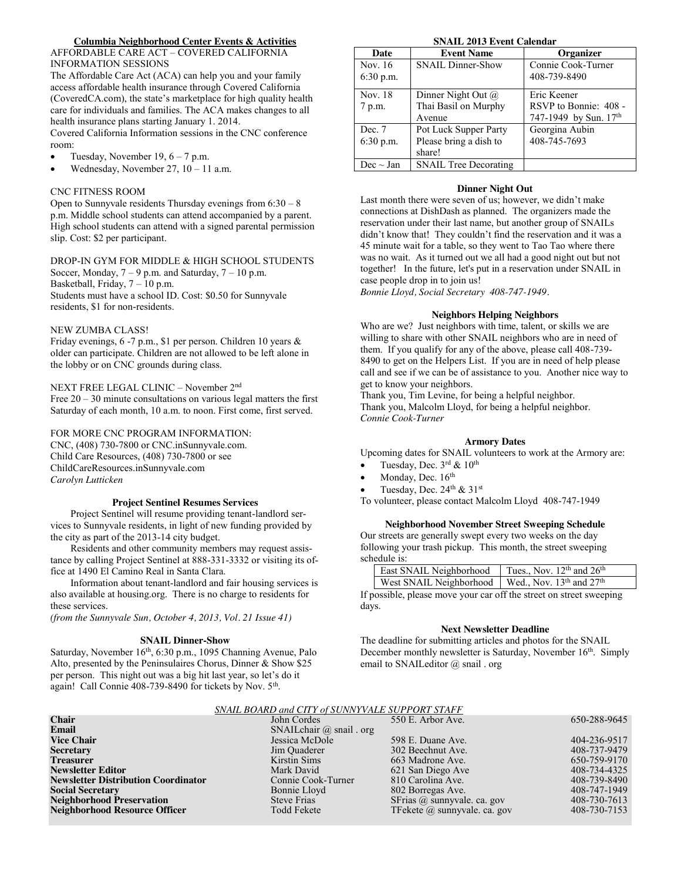### Columbia Neighborhood Center Events & Activities

AFFORDABLE CARE ACT – COVERED CALIFORNIA INFORMATION SESSIONS

The Affordable Care Act (ACA) can help you and your family access affordable health insurance through Covered California (CoveredCA.com), the state's marketplace for high quality health care for individuals and families. The ACA makes changes to all health insurance plans starting January 1. 2014.

Covered California Information sessions in the CNC conference room:

- Tuesday, November 19, 6 – 7 p.m.
- Wednesday, November 27, 10 – 11 a.m.

CNC FITNESS ROOM

Open to Sunnyvale residents Thursday evenings from 6:30 – 8 p.m. Middle school students can attend accompanied by a parent. High school students can attend with a signed parental permission slip. Cost: $2 per participant.

DROP-IN GYM FOR MIDDLE & HIGH SCHOOL STUDENTS

Soccer, Monday, 7 – 9 p.m. and Saturday, 7 – 10 p.m.
Basketball, Friday, 7 – 10 p.m.
Students must have a school ID. Cost: $0.50 for Sunnyvale residents, $1 for non-residents.

NEW ZUMBA CLASS!

Friday evenings, 6 -7 p.m., $1 per person. Children 10 years & older can participate. Children are not allowed to be left alone in the lobby or on CNC grounds during class.

NEXT FREE LEGAL CLINIC – November 2nd

Free 20 – 30 minute consultations on various legal matters the first Saturday of each month, 10 a.m. to noon. First come, first served.

FOR MORE CNC PROGRAM INFORMATION:
CNC, (408) 730-7800 or CNC.inSunnyvale.com.
Child Care Resources, (408) 730-7800 or see ChildCareResources.inSunnyvale.com
*Carolyn Lutticken*

### Project Sentinel Resumes Services

Project Sentinel will resume providing tenant-landlord services to Sunnyvale residents, in light of new funding provided by the city as part of the 2013-14 city budget.

Residents and other community members may request assistance by calling Project Sentinel at 888-331-3332 or visiting its office at 1490 El Camino Real in Santa Clara.

Information about tenant-landlord and fair housing services is also available at housing.org. There is no charge to residents for these services.

*(from the Sunnyvale Sun, October 4, 2013, Vol. 21 Issue 41)*

### SNAIL Dinner-Show

Saturday, November 16th, 6:30 p.m., 1095 Channing Avenue, Palo Alto, presented by the Peninsulaires Chorus, Dinner & Show $25 per person. This night out was a big hit last year, so let's do it again! Call Connie 408-739-8490 for tickets by Nov. 5th.

### SNAIL 2013 Event Calendar

| Date | Event Name | Organizer |
|---|---|---|
| Nov. 16 6:30 p.m. | SNAIL Dinner-Show | Connie Cook-Turner 408-739-8490 |
| Nov. 18 7 p.m. | Dinner Night Out @ Thai Basil on Murphy Avenue | Eric Keener RSVP to Bonnie: 408 - 747-1949 by Sun. 17th |
| Dec. 7 6:30 p.m. | Pot Luck Supper Party Please bring a dish to share! | Georgina Aubin 408-745-7693 |
| Dec ~ Jan | SNAIL Tree Decorating | |

### Dinner Night Out

Last month there were seven of us; however, we didn't make connections at DishDash as planned. The organizers made the reservation under their last name, but another group of SNAILs didn't know that! They couldn't find the reservation and it was a 45 minute wait for a table, so they went to Tao Tao where there was no wait. As it turned out we all had a good night out but not together! In the future, let's put in a reservation under SNAIL in case people drop in to join us!
*Bonnie Lloyd, Social Secretary 408-747-1949.*

### Neighbors Helping Neighbors

Who are we? Just neighbors with time, talent, or skills we are willing to share with other SNAIL neighbors who are in need of them. If you qualify for any of the above, please call 408-739-8490 to get on the Helpers List. If you are in need of help please call and see if we can be of assistance to you. Another nice way to get to know your neighbors.
Thank you, Tim Levine, for being a helpful neighbor.
Thank you, Malcolm Lloyd, for being a helpful neighbor.
*Connie Cook-Turner*

### Armory Dates

Upcoming dates for SNAIL volunteers to work at the Armory are:

- Tuesday, Dec. 3rd & 10th
- Monday, Dec. 16th
- Tuesday, Dec. 24th & 31st

To volunteer, please contact Malcolm Lloyd 408-747-1949

### Neighborhood November Street Sweeping Schedule

Our streets are generally swept every two weeks on the day following your trash pickup. This month, the street sweeping schedule is:

| | |
|---|---|
| East SNAIL Neighborhood | Tues., Nov. 12th and 26th |
| West SNAIL Neighborhood | Wed., Nov. 13th and 27th |

If possible, please move your car off the street on street sweeping days.

### Next Newsletter Deadline

The deadline for submitting articles and photos for the SNAIL December monthly newsletter is Saturday, November 16th. Simply email to SNAILeditor @ snail . org

*SNAIL BOARD and CITY of SUNNYVALE SUPPORT STAFF*

| | | | |
|---|---|---|---|
| **Chair** | John Cordes | 550 E. Arbor Ave. | 650-288-9645 |
| **Email** | SNAILchair @ snail . org | | |
| **Vice Chair** | Jessica McDole | 598 E. Duane Ave. | 404-236-9517 |
| **Secretary** | Jim Quaderer | 302 Beechnut Ave. | 408-737-9479 |
| **Treasurer** | Kirstin Sims | 663 Madrone Ave. | 650-759-9170 |
| **Newsletter Editor** | Mark David | 621 San Diego Ave | 408-734-4325 |
| **Newsletter Distribution Coordinator** | Connie Cook-Turner | 810 Carolina Ave. | 408-739-8490 |
| **Social Secretary** | Bonnie Lloyd | 802 Borregas Ave. | 408-747-1949 |
| **Neighborhood Preservation** | Steve Frias | SFrias @ sunnyvale. ca. gov | 408-730-7613 |
| **Neighborhood Resource Officer** | Todd Fekete | TFekete @ sunnyvale. ca. gov | 408-730-7153 |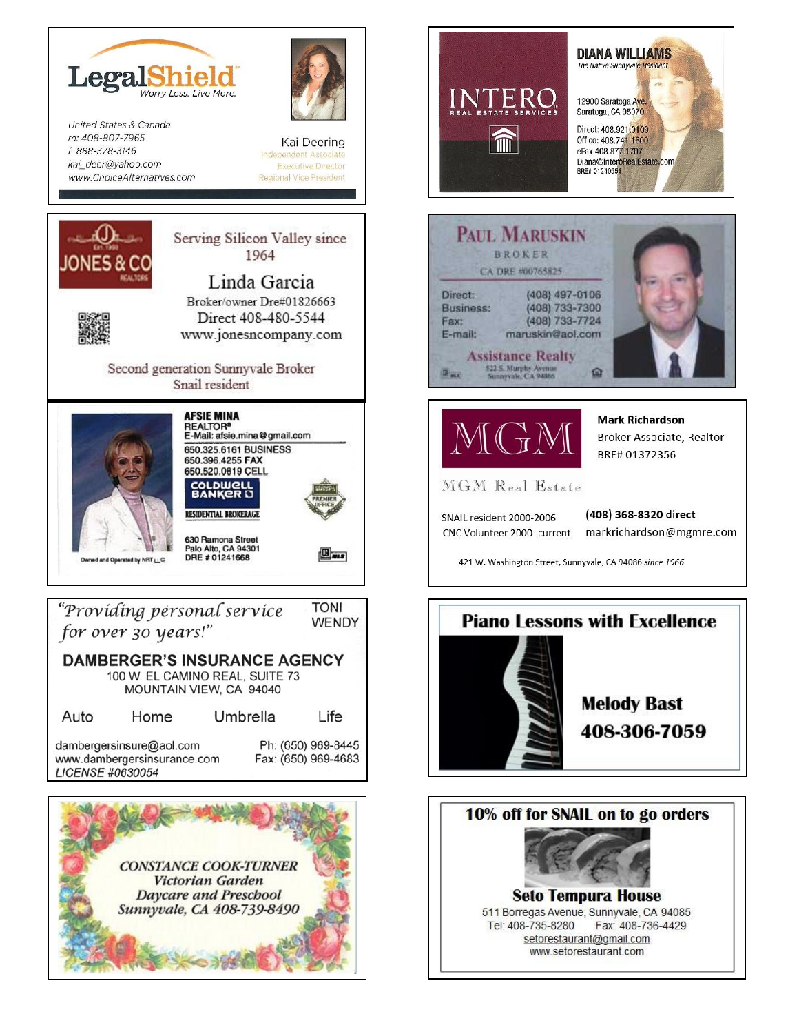**LegalShield**
*Worry Less. Live More.*

United States & Canada
m: 408-807-7965
f: 888-378-3146
kai_deer@yahoo.com
www.ChoiceAlternatives.com

Kai Deering
Independent Associate
Executive Director
Regional Vice President

---

**INTERO**
REAL ESTATE SERVICES

**DIANA WILLIAMS**
*The Native Sunnyvale Resident*

12900 Saratoga Ave.
Saratoga, CA 95070

Direct: 408.921.0109
Office: 408.741.1600
eFax 408.877.1707
Diana@InteroRealEstate.com
BRE# 01240551

---

**JONES & CO**
EST. 1964
REALTORS

Serving Silicon Valley since 1964

Linda Garcia
Broker/owner Dre#01826663
Direct 408-480-5544
www.jonesncompany.com

Second generation Sunnyvale Broker
Snail resident

---

**PAUL MARUSKIN**
BROKER
CA DRE #00765825

Direct: (408) 497-0106
Business: (408) 733-7300
Fax: (408) 733-7724
E-mail: maruskin@aol.com

**Assistance Realty**
522 S. Murphy Avenue
Sunnyvale, CA 94086

---

**AFSIE MINA**
REALTOR®
E-Mail: afsie.mina@gmail.com
650.325.6161 BUSINESS
650.396.4255 FAX
650.520.0819 CELL

COLDWELL BANKER
RESIDENTIAL BROKERAGE

PREMIER OFFICE

630 Ramona Street
Palo Alto, CA 94301
DRE # 01241668

Owned and Operated by NRT LLC

---

**MGM**
MGM Real Estate

**Mark Richardson**
Broker Associate, Realtor
BRE# 01372356

SNAIL resident 2000-2006
CNC Volunteer 2000- current

**(408) 368-8320 direct**
markrichardson@mgmre.com

421 W. Washington Street, Sunnyvale, CA 94086 *since 1966*

---

*"Providing personal service for over 30 years!"*

TONI
WENDY

**DAMBERGER'S INSURANCE AGENCY**
100 W. EL CAMINO REAL, SUITE 73
MOUNTAIN VIEW, CA 94040

Auto Home Umbrella Life

dambergersinsure@aol.com
www.dambergersinsurance.com
*LICENSE #0630054*

Ph: (650) 969-8445
Fax: (650) 969-4683

---

**Piano Lessons with Excellence**

**Melody Bast**
**408-306-7059**

---

***CONSTANCE COOK-TURNER***
***Victorian Garden***
***Daycare and Preschool***
***Sunnyvale, CA 408-739-8490***

---

**10% off for SNAIL on to go orders**

**Seto Tempura House**
511 Borregas Avenue, Sunnyvale, CA 94085
Tel: 408-735-8280 Fax: 408-736-4429
setorestaurant@gmail.com
www.setorestaurant.com